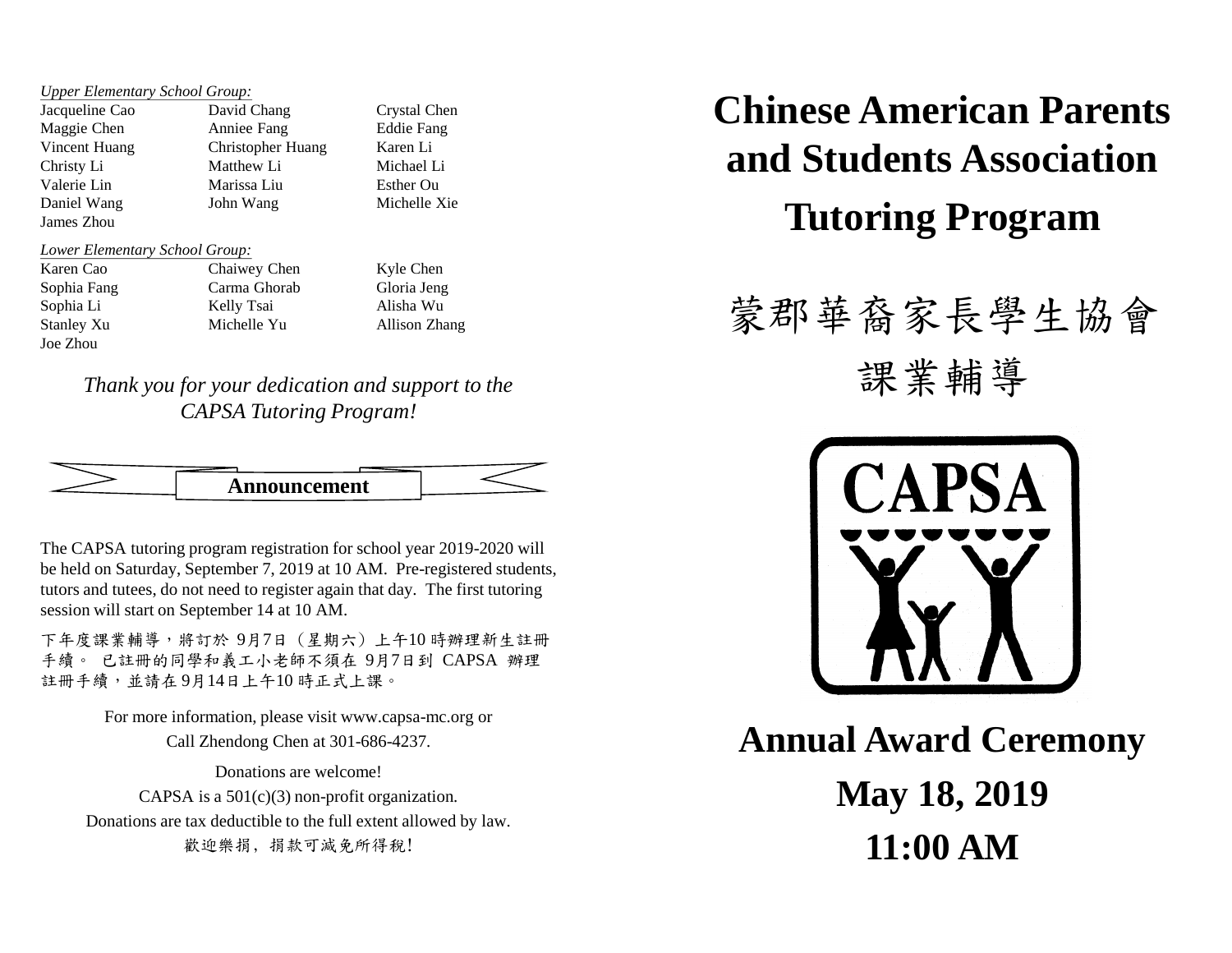*Upper Elementary School Group:*

| | | |
|---|---|---|
| Jacqueline Cao | David Chang | Crystal Chen |
| Maggie Chen | Anniee Fang | Eddie Fang |
| Vincent Huang | Christopher Huang | Karen Li |
| Christy Li | Matthew Li | Michael Li |
| Valerie Lin | Marissa Liu | Esther Ou |
| Daniel Wang | John Wang | Michelle Xie |
| James Zhou | | |

*Lower Elementary School Group:*

| | | |
|---|---|---|
| Karen Cao | Chaiwey Chen | Kyle Chen |
| Sophia Fang | Carma Ghorab | Gloria Jeng |
| Sophia Li | Kelly Tsai | Alisha Wu |
| Stanley Xu | Michelle Yu | Allison Zhang |
| Joe Zhou | | |

*Thank you for your dedication and support to the CAPSA Tutoring Program!*

## Announcement

The CAPSA tutoring program registration for school year 2019-2020 will be held on Saturday, September 7, 2019 at 10 AM. Pre-registered students, tutors and tutees, do not need to register again that day. The first tutoring session will start on September 14 at 10 AM.

下年度課業輔導，將訂於 9月7日（星期六）上午10 時辦理新生註冊手續。 已註冊的同學和義工小老師不須在 9月7日到 CAPSA 辦理註冊手續，並請在 9月14日上午10 時正式上課。

For more information, please visit www.capsa-mc.org or Call Zhendong Chen at 301-686-4237.

Donations are welcome!
CAPSA is a 501(c)(3) non-profit organization.
Donations are tax deductible to the full extent allowed by law.
歡迎樂捐，捐款可減免所得稅!

# Chinese American Parents and Students Association Tutoring Program

# 蒙郡華裔家長學生協會 課業輔導

CAPSA

# Annual Award Ceremony

## May 18, 2019

## 11:00 AM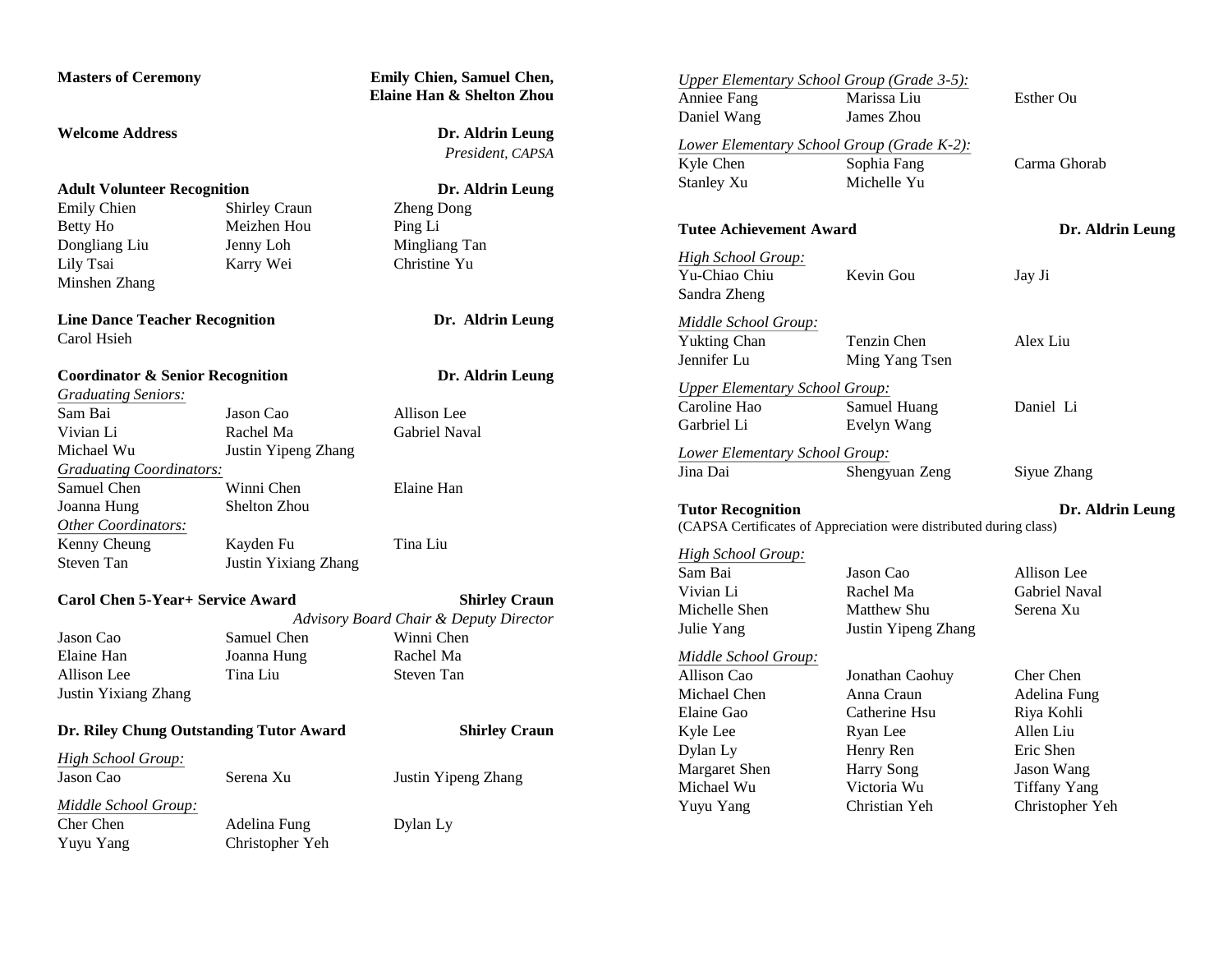**Masters of Ceremony** — **Emily Chien, Samuel Chen, Elaine Han & Shelton Zhou**

**Welcome Address** — **Dr. Aldrin Leung**
*President, CAPSA*

**Adult Volunteer Recognition** — **Dr. Aldrin Leung**

| | | |
|---|---|---|
| Emily Chien | Shirley Craun | Zheng Dong |
| Betty Ho | Meizhen Hou | Ping Li |
| Dongliang Liu | Jenny Loh | Mingliang Tan |
| Lily Tsai | Karry Wei | Christine Yu |
| Minshen Zhang | | |

**Line Dance Teacher Recognition** — **Dr. Aldrin Leung**

Carol Hsieh

**Coordinator & Senior Recognition** — **Dr. Aldrin Leung**

*Graduating Seniors:*

| | | |
|---|---|---|
| Sam Bai | Jason Cao | Allison Lee |
| Vivian Li | Rachel Ma | Gabriel Naval |
| Michael Wu | Justin Yipeng Zhang | |

*Graduating Coordinators:*

| | | |
|---|---|---|
| Samuel Chen | Winni Chen | Elaine Han |
| Joanna Hung | Shelton Zhou | |

*Other Coordinators:*

| | | |
|---|---|---|
| Kenny Cheung | Kayden Fu | Tina Liu |
| Steven Tan | Justin Yixiang Zhang | |

**Carol Chen 5-Year+ Service Award** — **Shirley Craun**
*Advisory Board Chair & Deputy Director*

| | | |
|---|---|---|
| Jason Cao | Samuel Chen | Winni Chen |
| Elaine Han | Joanna Hung | Rachel Ma |
| Allison Lee | Tina Liu | Steven Tan |
| Justin Yixiang Zhang | | |

**Dr. Riley Chung Outstanding Tutor Award** — **Shirley Craun**

*High School Group:*

| | | |
|---|---|---|
| Jason Cao | Serena Xu | Justin Yipeng Zhang |

*Middle School Group:*

| | | |
|---|---|---|
| Cher Chen | Adelina Fung | Dylan Ly |
| Yuyu Yang | Christopher Yeh | |

*Upper Elementary School Group (Grade 3-5):*

| | | |
|---|---|---|
| Anniee Fang | Marissa Liu | Esther Ou |
| Daniel Wang | James Zhou | |

*Lower Elementary School Group (Grade K-2):*

| | | |
|---|---|---|
| Kyle Chen | Sophia Fang | Carma Ghorab |
| Stanley Xu | Michelle Yu | |

**Tutee Achievement Award** — **Dr. Aldrin Leung**

*High School Group:*

| | | |
|---|---|---|
| Yu-Chiao Chiu | Kevin Gou | Jay Ji |
| Sandra Zheng | | |

*Middle School Group:*

| | | |
|---|---|---|
| Yukting Chan | Tenzin Chen | Alex Liu |
| Jennifer Lu | Ming Yang Tsen | |

*Upper Elementary School Group:*

| | | |
|---|---|---|
| Caroline Hao | Samuel Huang | Daniel Li |
| Garbriel Li | Evelyn Wang | |

*Lower Elementary School Group:*

| | | |
|---|---|---|
| Jina Dai | Shengyuan Zeng | Siyue Zhang |

**Tutor Recognition** — **Dr. Aldrin Leung**

(CAPSA Certificates of Appreciation were distributed during class)

*High School Group:*

| | | |
|---|---|---|
| Sam Bai | Jason Cao | Allison Lee |
| Vivian Li | Rachel Ma | Gabriel Naval |
| Michelle Shen | Matthew Shu | Serena Xu |
| Julie Yang | Justin Yipeng Zhang | |

*Middle School Group:*

| | | |
|---|---|---|
| Allison Cao | Jonathan Caohuy | Cher Chen |
| Michael Chen | Anna Craun | Adelina Fung |
| Elaine Gao | Catherine Hsu | Riya Kohli |
| Kyle Lee | Ryan Lee | Allen Liu |
| Dylan Ly | Henry Ren | Eric Shen |
| Margaret Shen | Harry Song | Jason Wang |
| Michael Wu | Victoria Wu | Tiffany Yang |
| Yuyu Yang | Christian Yeh | Christopher Yeh |